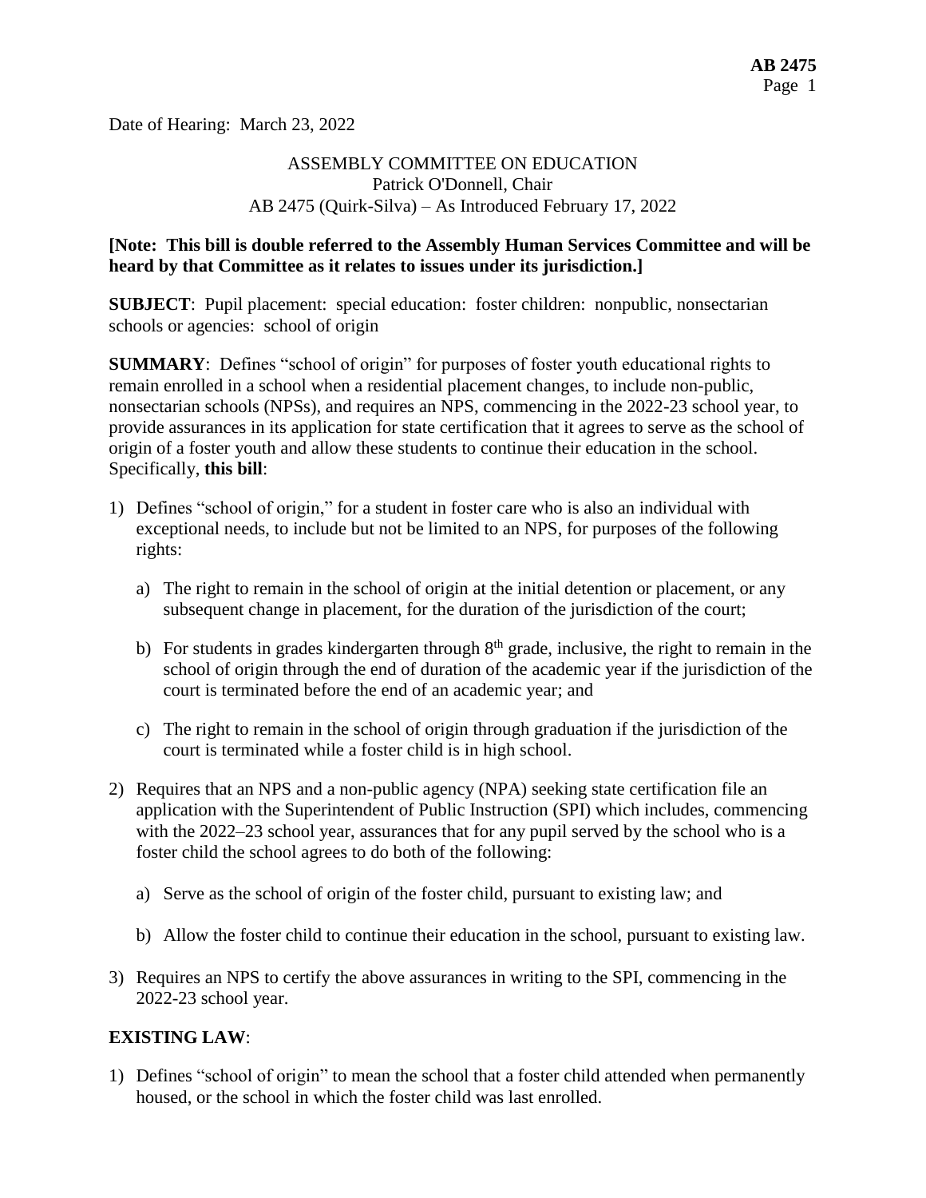Date of Hearing: March 23, 2022

ASSEMBLY COMMITTEE ON EDUCATION
Patrick O'Donnell, Chair
AB 2475 (Quirk-Silva) – As Introduced February 17, 2022

**[Note: This bill is double referred to the Assembly Human Services Committee and will be heard by that Committee as it relates to issues under its jurisdiction.]**

**SUBJECT**: Pupil placement: special education: foster children: nonpublic, nonsectarian schools or agencies: school of origin

**SUMMARY**: Defines "school of origin" for purposes of foster youth educational rights to remain enrolled in a school when a residential placement changes, to include non-public, nonsectarian schools (NPSs), and requires an NPS, commencing in the 2022-23 school year, to provide assurances in its application for state certification that it agrees to serve as the school of origin of a foster youth and allow these students to continue their education in the school. Specifically, **this bill**:

1) Defines "school of origin," for a student in foster care who is also an individual with exceptional needs, to include but not be limited to an NPS, for purposes of the following rights:

   a) The right to remain in the school of origin at the initial detention or placement, or any subsequent change in placement, for the duration of the jurisdiction of the court;

   b) For students in grades kindergarten through 8th grade, inclusive, the right to remain in the school of origin through the end of duration of the academic year if the jurisdiction of the court is terminated before the end of an academic year; and

   c) The right to remain in the school of origin through graduation if the jurisdiction of the court is terminated while a foster child is in high school.

2) Requires that an NPS and a non-public agency (NPA) seeking state certification file an application with the Superintendent of Public Instruction (SPI) which includes, commencing with the 2022–23 school year, assurances that for any pupil served by the school who is a foster child the school agrees to do both of the following:

   a) Serve as the school of origin of the foster child, pursuant to existing law; and

   b) Allow the foster child to continue their education in the school, pursuant to existing law.

3) Requires an NPS to certify the above assurances in writing to the SPI, commencing in the 2022-23 school year.

**EXISTING LAW**:

1) Defines "school of origin" to mean the school that a foster child attended when permanently housed, or the school in which the foster child was last enrolled.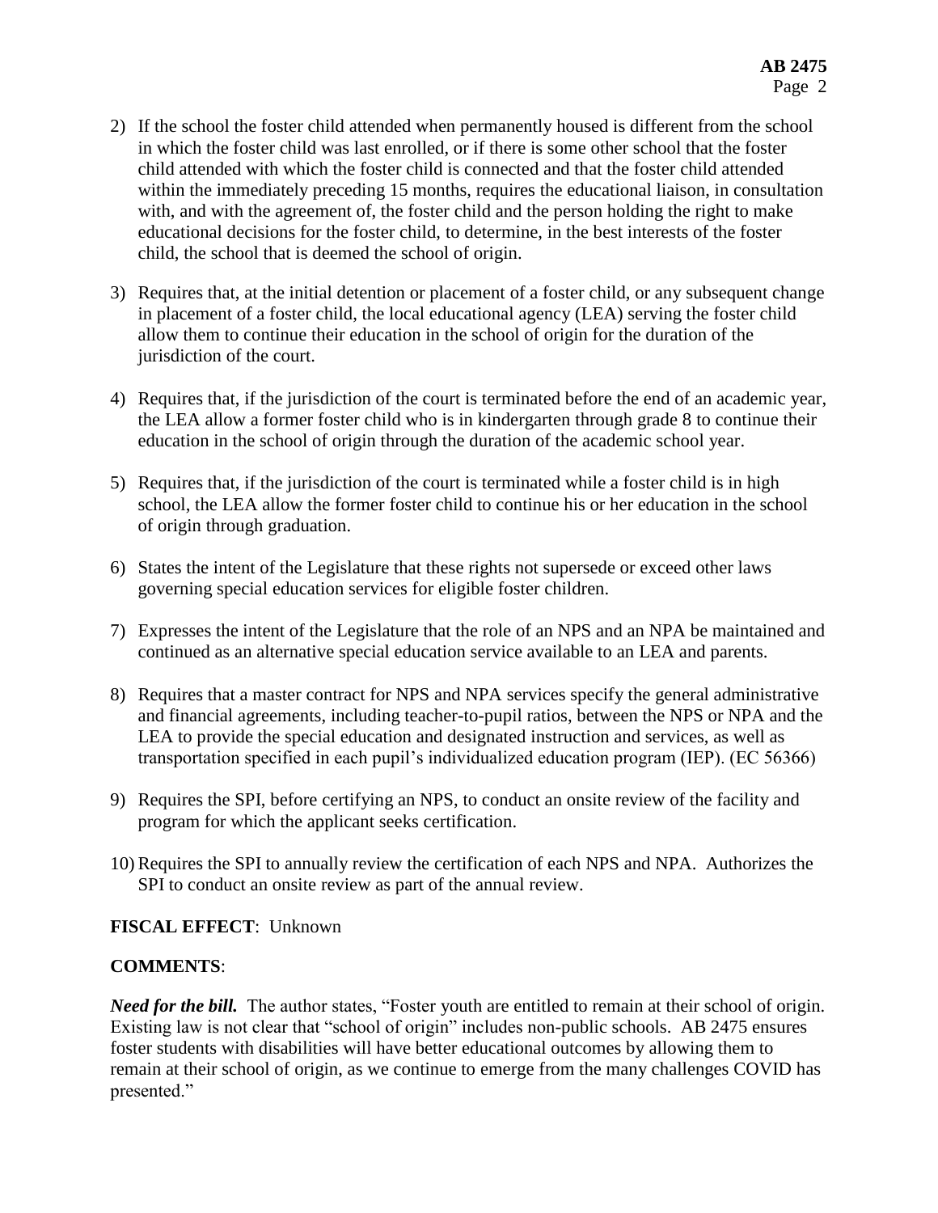2) If the school the foster child attended when permanently housed is different from the school in which the foster child was last enrolled, or if there is some other school that the foster child attended with which the foster child is connected and that the foster child attended within the immediately preceding 15 months, requires the educational liaison, in consultation with, and with the agreement of, the foster child and the person holding the right to make educational decisions for the foster child, to determine, in the best interests of the foster child, the school that is deemed the school of origin.

3) Requires that, at the initial detention or placement of a foster child, or any subsequent change in placement of a foster child, the local educational agency (LEA) serving the foster child allow them to continue their education in the school of origin for the duration of the jurisdiction of the court.

4) Requires that, if the jurisdiction of the court is terminated before the end of an academic year, the LEA allow a former foster child who is in kindergarten through grade 8 to continue their education in the school of origin through the duration of the academic school year.

5) Requires that, if the jurisdiction of the court is terminated while a foster child is in high school, the LEA allow the former foster child to continue his or her education in the school of origin through graduation.

6) States the intent of the Legislature that these rights not supersede or exceed other laws governing special education services for eligible foster children.

7) Expresses the intent of the Legislature that the role of an NPS and an NPA be maintained and continued as an alternative special education service available to an LEA and parents.

8) Requires that a master contract for NPS and NPA services specify the general administrative and financial agreements, including teacher-to-pupil ratios, between the NPS or NPA and the LEA to provide the special education and designated instruction and services, as well as transportation specified in each pupil's individualized education program (IEP). (EC 56366)

9) Requires the SPI, before certifying an NPS, to conduct an onsite review of the facility and program for which the applicant seeks certification.

10) Requires the SPI to annually review the certification of each NPS and NPA. Authorizes the SPI to conduct an onsite review as part of the annual review.

**FISCAL EFFECT**: Unknown

**COMMENTS**:

***Need for the bill.*** The author states, "Foster youth are entitled to remain at their school of origin. Existing law is not clear that "school of origin" includes non-public schools. AB 2475 ensures foster students with disabilities will have better educational outcomes by allowing them to remain at their school of origin, as we continue to emerge from the many challenges COVID has presented."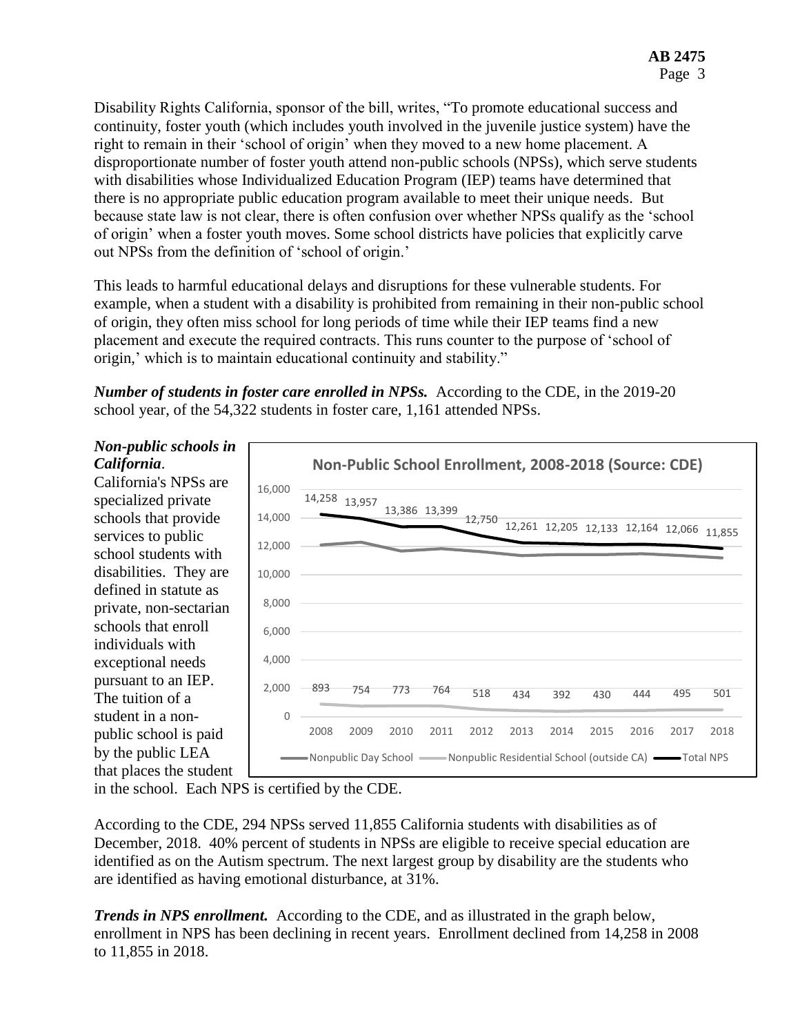Disability Rights California, sponsor of the bill, writes, "To promote educational success and continuity, foster youth (which includes youth involved in the juvenile justice system) have the right to remain in their 'school of origin' when they moved to a new home placement. A disproportionate number of foster youth attend non-public schools (NPSs), which serve students with disabilities whose Individualized Education Program (IEP) teams have determined that there is no appropriate public education program available to meet their unique needs. But because state law is not clear, there is often confusion over whether NPSs qualify as the 'school of origin' when a foster youth moves. Some school districts have policies that explicitly carve out NPSs from the definition of 'school of origin.'

This leads to harmful educational delays and disruptions for these vulnerable students. For example, when a student with a disability is prohibited from remaining in their non-public school of origin, they often miss school for long periods of time while their IEP teams find a new placement and execute the required contracts. This runs counter to the purpose of 'school of origin,' which is to maintain educational continuity and stability."

***Number of students in foster care enrolled in NPSs.*** According to the CDE, in the 2019-20 school year, of the 54,322 students in foster care, 1,161 attended NPSs.

***Non-public schools in California***. California's NPSs are specialized private schools that provide services to public school students with disabilities. They are defined in statute as private, non-sectarian schools that enroll individuals with exceptional needs pursuant to an IEP. The tuition of a student in a non-public school is paid by the public LEA that places the student in the school. Each NPS is certified by the CDE.

**Non-Public School Enrollment, 2008-2018 (Source: CDE)**

| Year | Total NPS | Nonpublic Residential School (outside CA) |
|---|---|---|
| 2008 | 14,258 | 893 |
| 2009 | 13,957 | 754 |
| 2010 | 13,386 | 773 |
| 2011 | 13,399 | 764 |
| 2012 | 12,750 | 518 |
| 2013 | 12,261 | 434 |
| 2014 | 12,205 | 392 |
| 2015 | 12,133 | 430 |
| 2016 | 12,164 | 444 |
| 2017 | 12,066 | 495 |
| 2018 | 11,855 | 501 |

Legend: Nonpublic Day School; Nonpublic Residential School (outside CA); Total NPS

According to the CDE, 294 NPSs served 11,855 California students with disabilities as of December, 2018. 40% percent of students in NPSs are eligible to receive special education are identified as on the Autism spectrum. The next largest group by disability are the students who are identified as having emotional disturbance, at 31%.

***Trends in NPS enrollment.*** According to the CDE, and as illustrated in the graph below, enrollment in NPS has been declining in recent years. Enrollment declined from 14,258 in 2008 to 11,855 in 2018.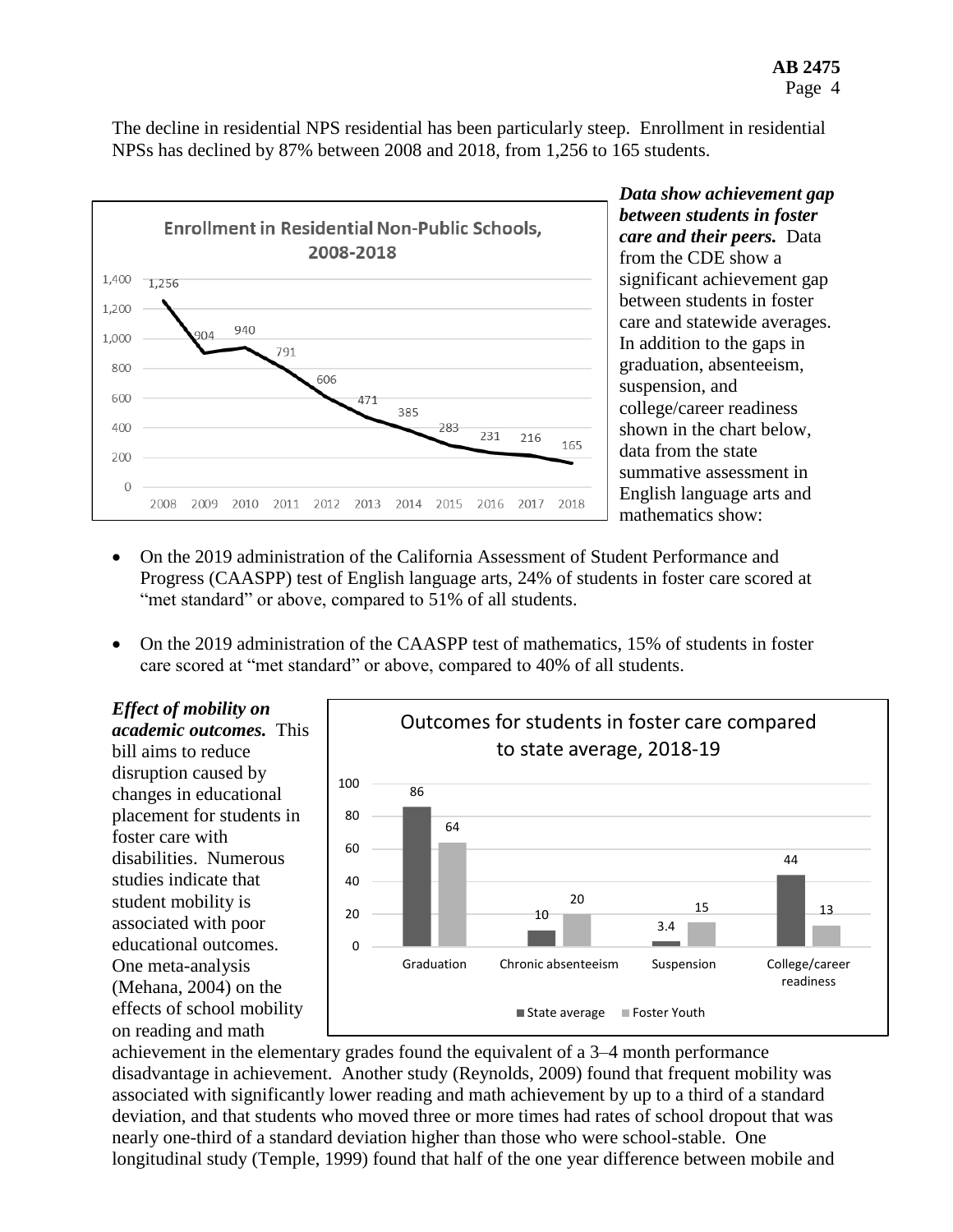The decline in residential NPS residential has been particularly steep. Enrollment in residential NPSs has declined by 87% between 2008 and 2018, from 1,256 to 165 students.

**Enrollment in Residential Non-Public Schools, 2008-2018**

| Year | Enrollment |
| --- | --- |
| 2008 | 1,256 |
| 2009 | 904 |
| 2010 | 940 |
| 2011 | 791 |
| 2012 | 606 |
| 2013 | 471 |
| 2014 | 385 |
| 2015 | 283 |
| 2016 | 231 |
| 2017 | 216 |
| 2018 | 165 |

***Data show achievement gap between students in foster care and their peers.*** Data from the CDE show a significant achievement gap between students in foster care and statewide averages. In addition to the gaps in graduation, absenteeism, suspension, and college/career readiness shown in the chart below, data from the state summative assessment in English language arts and mathematics show:

- On the 2019 administration of the California Assessment of Student Performance and Progress (CAASPP) test of English language arts, 24% of students in foster care scored at "met standard" or above, compared to 51% of all students.
- On the 2019 administration of the CAASPP test of mathematics, 15% of students in foster care scored at "met standard" or above, compared to 40% of all students.

**Outcomes for students in foster care compared to state average, 2018-19**

| | State average | Foster Youth |
| --- | --- | --- |
| Graduation | 86 | 64 |
| Chronic absenteeism | 10 | 20 |
| Suspension | 3.4 | 15 |
| College/career readiness | 44 | 13 |

***Effect of mobility on academic outcomes.*** This bill aims to reduce disruption caused by changes in educational placement for students in foster care with disabilities. Numerous studies indicate that student mobility is associated with poor educational outcomes. One meta-analysis (Mehana, 2004) on the effects of school mobility on reading and math achievement in the elementary grades found the equivalent of a 3–4 month performance disadvantage in achievement. Another study (Reynolds, 2009) found that frequent mobility was associated with significantly lower reading and math achievement by up to a third of a standard deviation, and that students who moved three or more times had rates of school dropout that was nearly one-third of a standard deviation higher than those who were school-stable. One longitudinal study (Temple, 1999) found that half of the one year difference between mobile and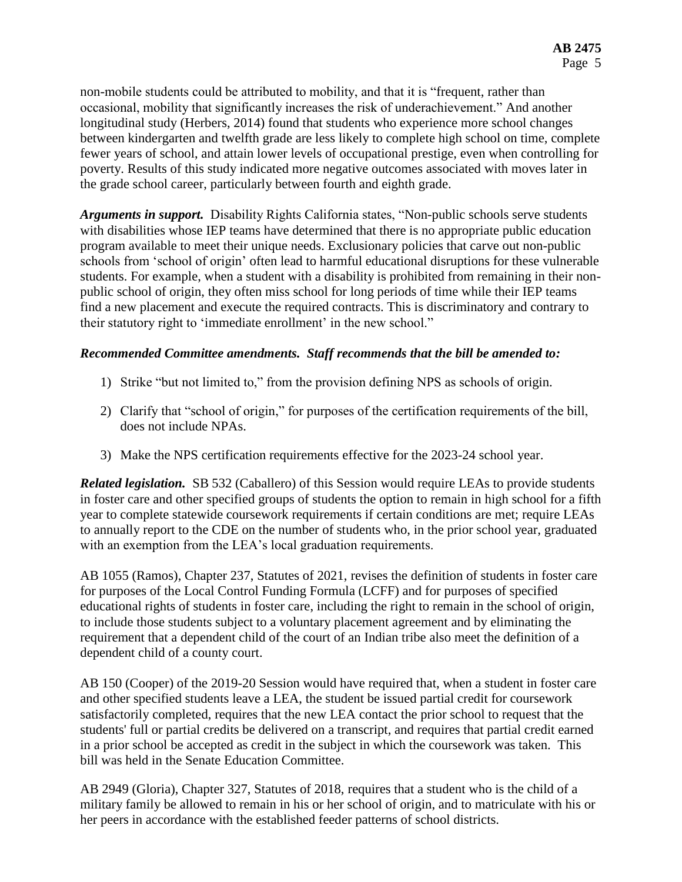non-mobile students could be attributed to mobility, and that it is "frequent, rather than occasional, mobility that significantly increases the risk of underachievement." And another longitudinal study (Herbers, 2014) found that students who experience more school changes between kindergarten and twelfth grade are less likely to complete high school on time, complete fewer years of school, and attain lower levels of occupational prestige, even when controlling for poverty. Results of this study indicated more negative outcomes associated with moves later in the grade school career, particularly between fourth and eighth grade.

***Arguments in support.*** Disability Rights California states, "Non-public schools serve students with disabilities whose IEP teams have determined that there is no appropriate public education program available to meet their unique needs. Exclusionary policies that carve out non-public schools from 'school of origin' often lead to harmful educational disruptions for these vulnerable students. For example, when a student with a disability is prohibited from remaining in their non-public school of origin, they often miss school for long periods of time while their IEP teams find a new placement and execute the required contracts. This is discriminatory and contrary to their statutory right to 'immediate enrollment' in the new school."

***Recommended Committee amendments. Staff recommends that the bill be amended to:***

1) Strike "but not limited to," from the provision defining NPS as schools of origin.
2) Clarify that "school of origin," for purposes of the certification requirements of the bill, does not include NPAs.
3) Make the NPS certification requirements effective for the 2023-24 school year.

***Related legislation.*** SB 532 (Caballero) of this Session would require LEAs to provide students in foster care and other specified groups of students the option to remain in high school for a fifth year to complete statewide coursework requirements if certain conditions are met; require LEAs to annually report to the CDE on the number of students who, in the prior school year, graduated with an exemption from the LEA's local graduation requirements.

AB 1055 (Ramos), Chapter 237, Statutes of 2021, revises the definition of students in foster care for purposes of the Local Control Funding Formula (LCFF) and for purposes of specified educational rights of students in foster care, including the right to remain in the school of origin, to include those students subject to a voluntary placement agreement and by eliminating the requirement that a dependent child of the court of an Indian tribe also meet the definition of a dependent child of a county court.

AB 150 (Cooper) of the 2019-20 Session would have required that, when a student in foster care and other specified students leave a LEA, the student be issued partial credit for coursework satisfactorily completed, requires that the new LEA contact the prior school to request that the students' full or partial credits be delivered on a transcript, and requires that partial credit earned in a prior school be accepted as credit in the subject in which the coursework was taken. This bill was held in the Senate Education Committee.

AB 2949 (Gloria), Chapter 327, Statutes of 2018, requires that a student who is the child of a military family be allowed to remain in his or her school of origin, and to matriculate with his or her peers in accordance with the established feeder patterns of school districts.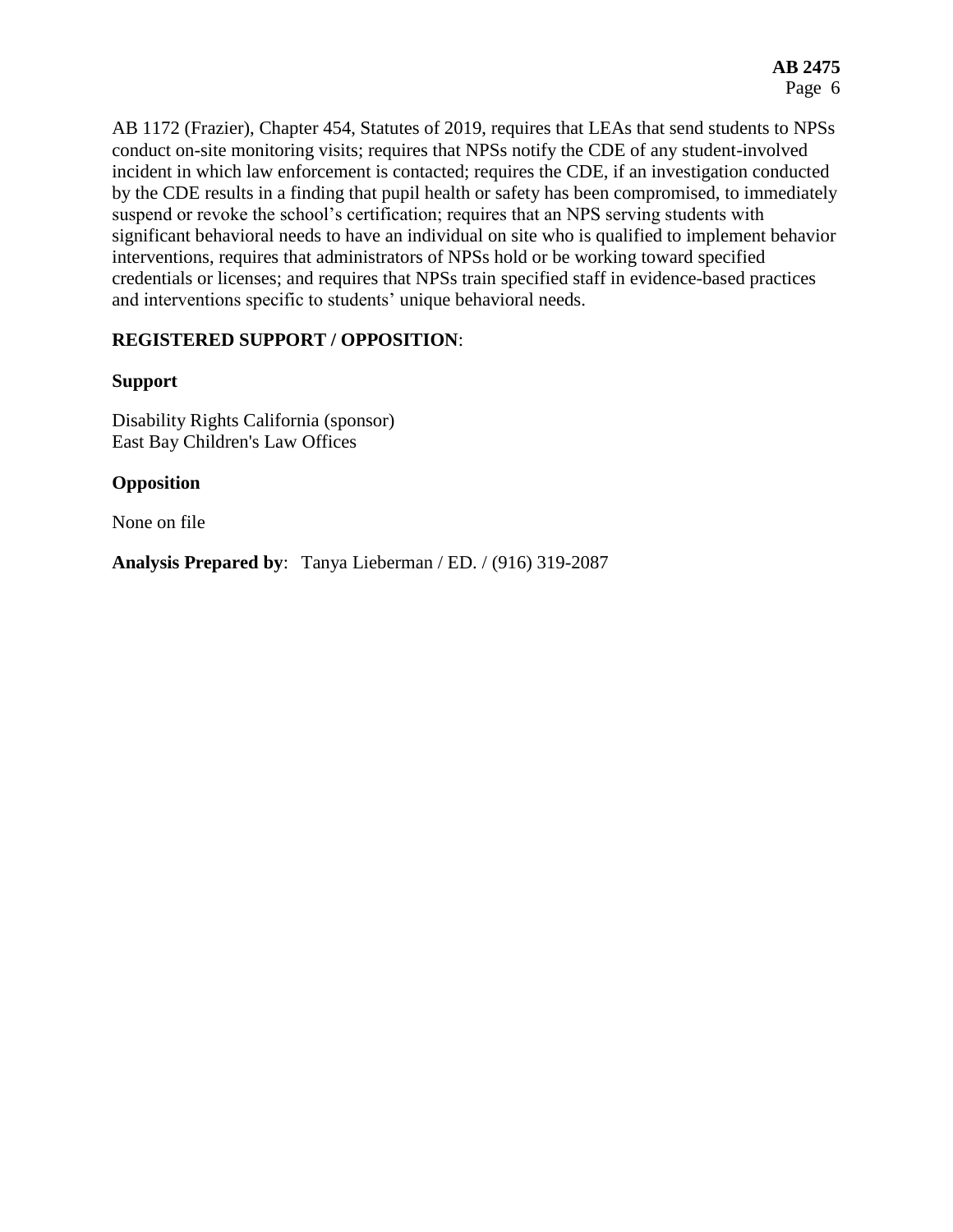AB 1172 (Frazier), Chapter 454, Statutes of 2019, requires that LEAs that send students to NPSs conduct on-site monitoring visits; requires that NPSs notify the CDE of any student-involved incident in which law enforcement is contacted; requires the CDE, if an investigation conducted by the CDE results in a finding that pupil health or safety has been compromised, to immediately suspend or revoke the school's certification; requires that an NPS serving students with significant behavioral needs to have an individual on site who is qualified to implement behavior interventions, requires that administrators of NPSs hold or be working toward specified credentials or licenses; and requires that NPSs train specified staff in evidence-based practices and interventions specific to students' unique behavioral needs.

**REGISTERED SUPPORT / OPPOSITION**:

**Support**

Disability Rights California (sponsor)
East Bay Children's Law Offices

**Opposition**

None on file

**Analysis Prepared by**: Tanya Lieberman / ED. / (916) 319-2087